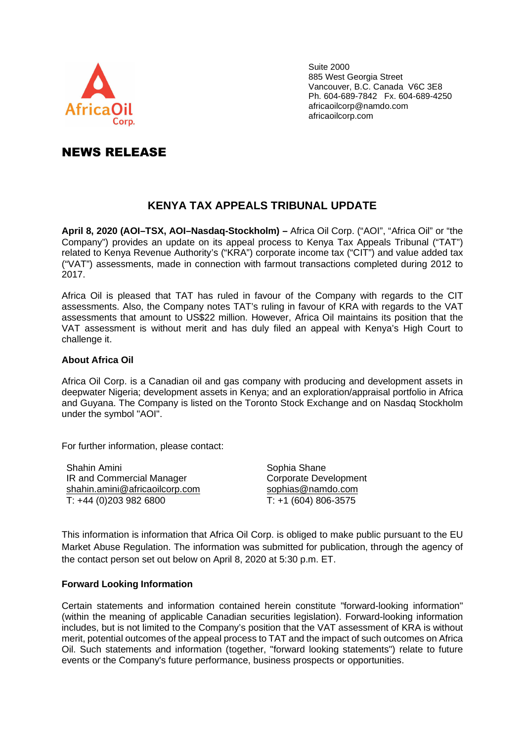Suite 2000
885 West Georgia Street
Vancouver, B.C. Canada V6C 3E8
Ph. 604-689-7842 Fx. 604-689-4250
africaoilcorp@namdo.com
africaoilcorp.com

# NEWS RELEASE

## KENYA TAX APPEALS TRIBUNAL UPDATE

**April 8, 2020 (AOI–TSX, AOI–Nasdaq-Stockholm) –** Africa Oil Corp. ("AOI", "Africa Oil" or "the Company") provides an update on its appeal process to Kenya Tax Appeals Tribunal ("TAT") related to Kenya Revenue Authority's ("KRA") corporate income tax ("CIT") and value added tax ("VAT") assessments, made in connection with farmout transactions completed during 2012 to 2017.

Africa Oil is pleased that TAT has ruled in favour of the Company with regards to the CIT assessments. Also, the Company notes TAT's ruling in favour of KRA with regards to the VAT assessments that amount to US$22 million. However, Africa Oil maintains its position that the VAT assessment is without merit and has duly filed an appeal with Kenya's High Court to challenge it.

### About Africa Oil

Africa Oil Corp. is a Canadian oil and gas company with producing and development assets in deepwater Nigeria; development assets in Kenya; and an exploration/appraisal portfolio in Africa and Guyana. The Company is listed on the Toronto Stock Exchange and on Nasdaq Stockholm under the symbol "AOI".

For further information, please contact:

Shahin Amini
IR and Commercial Manager
shahin.amini@africaoilcorp.com
T: +44 (0)203 982 6800

Sophia Shane
Corporate Development
sophias@namdo.com
T: +1 (604) 806-3575

This information is information that Africa Oil Corp. is obliged to make public pursuant to the EU Market Abuse Regulation. The information was submitted for publication, through the agency of the contact person set out below on April 8, 2020 at 5:30 p.m. ET.

### Forward Looking Information

Certain statements and information contained herein constitute "forward-looking information" (within the meaning of applicable Canadian securities legislation). Forward-looking information includes, but is not limited to the Company's position that the VAT assessment of KRA is without merit, potential outcomes of the appeal process to TAT and the impact of such outcomes on Africa Oil. Such statements and information (together, "forward looking statements") relate to future events or the Company's future performance, business prospects or opportunities.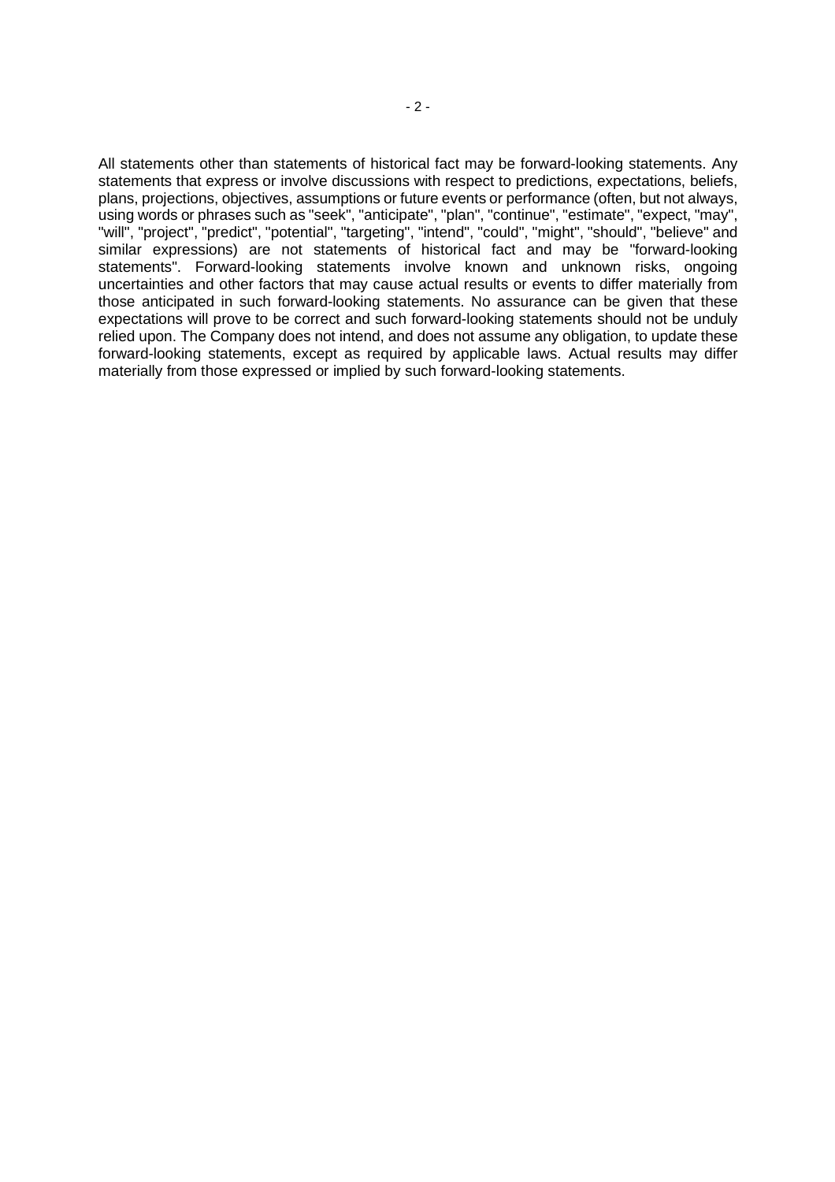All statements other than statements of historical fact may be forward-looking statements. Any statements that express or involve discussions with respect to predictions, expectations, beliefs, plans, projections, objectives, assumptions or future events or performance (often, but not always, using words or phrases such as "seek", "anticipate", "plan", "continue", "estimate", "expect, "may", "will", "project", "predict", "potential", "targeting", "intend", "could", "might", "should", "believe" and similar expressions) are not statements of historical fact and may be "forward-looking statements". Forward-looking statements involve known and unknown risks, ongoing uncertainties and other factors that may cause actual results or events to differ materially from those anticipated in such forward-looking statements. No assurance can be given that these expectations will prove to be correct and such forward-looking statements should not be unduly relied upon. The Company does not intend, and does not assume any obligation, to update these forward-looking statements, except as required by applicable laws. Actual results may differ materially from those expressed or implied by such forward-looking statements.